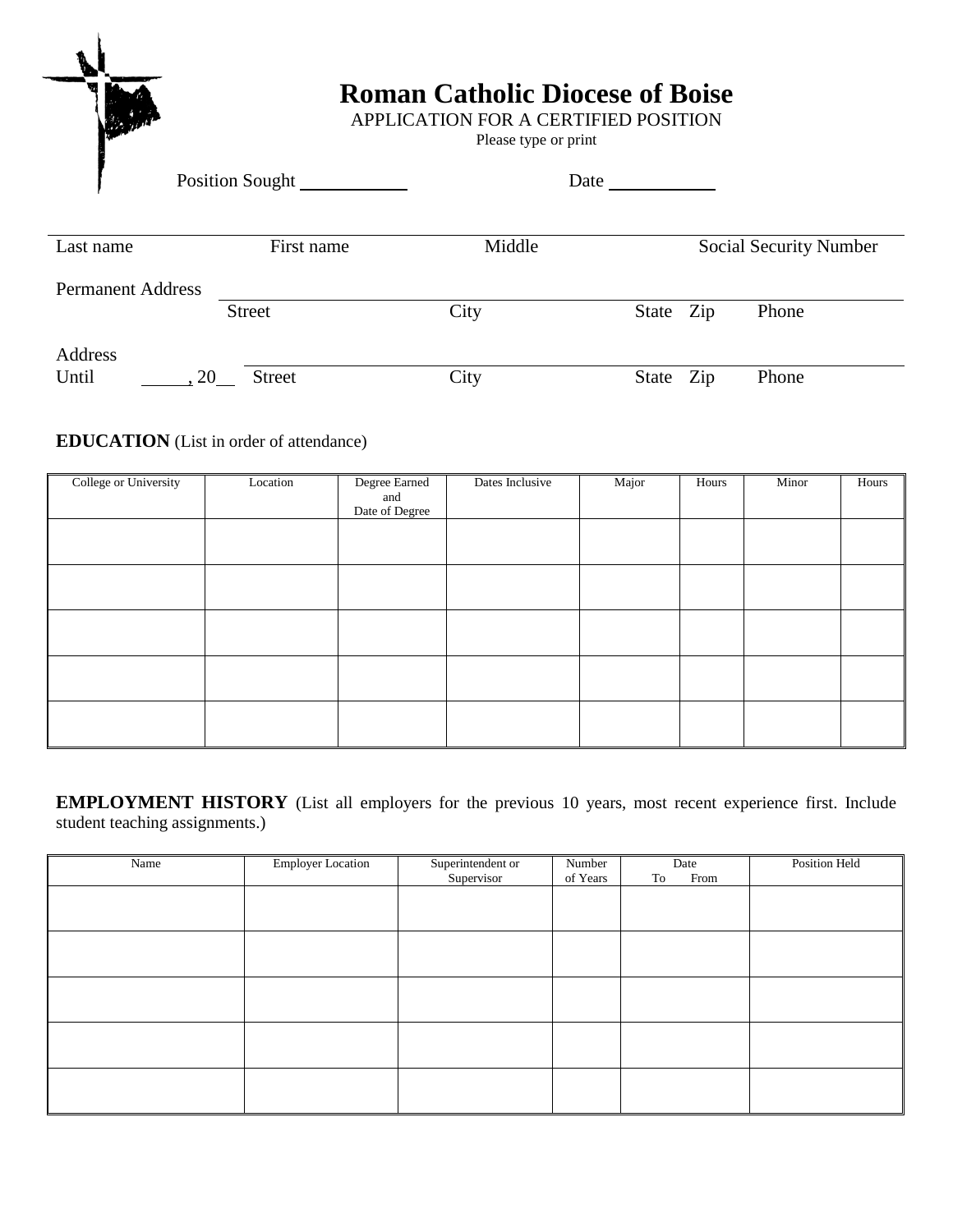# Roman Catholic Diocese of Boise

APPLICATION FOR A CERTIFIED POSITION

Please type or print

Position Sought ____________ Date ____________

Last name First name Middle Social Security Number

Permanent Address ____________________________________________

Street City State Zip Phone

Address Until ______, 20__ ____________________________________________

Street City State Zip Phone

**EDUCATION** (List in order of attendance)

| College or University | Location | Degree Earned and Date of Degree | Dates Inclusive | Major | Hours | Minor | Hours |
|---|---|---|---|---|---|---|---|
| | | | | | | | |
| | | | | | | | |
| | | | | | | | |
| | | | | | | | |
| | | | | | | | |

**EMPLOYMENT HISTORY** (List all employers for the previous 10 years, most recent experience first. Include student teaching assignments.)

| Name | Employer Location | Superintendent or Supervisor | Number of Years | Date To From | Position Held |
|---|---|---|---|---|---|
| | | | | | |
| | | | | | |
| | | | | | |
| | | | | | |
| | | | | | |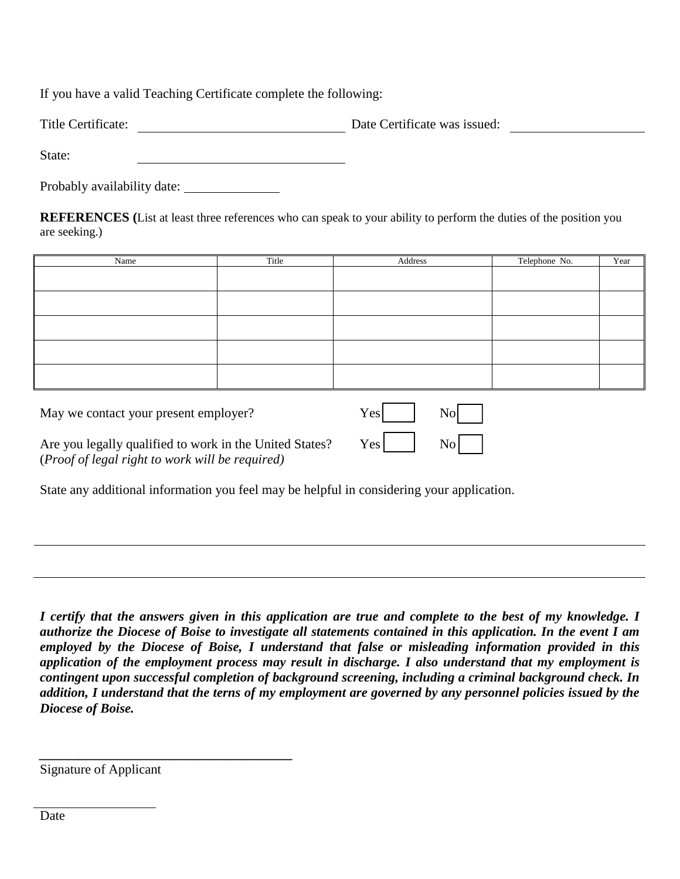If you have a valid Teaching Certificate complete the following:

Title Certificate: ______________________________ Date Certificate was issued: ____________________

State: ______________________________

Probably availability date: ______________

**REFERENCES (**List at least three references who can speak to your ability to perform the duties of the position you are seeking.)

| Name | Title | Address | Telephone No. | Year |
|---|---|---|---|---|
| | | | | |
| | | | | |
| | | | | |
| | | | | |
| | | | | |

May we contact your present employer? Yes ☐ No ☐

Are you legally qualified to work in the United States? Yes ☐ No ☐
(*Proof of legal right to work will be required)*

State any additional information you feel may be helpful in considering your application.

______________________________________________________________________________

______________________________________________________________________________

***I certify that the answers given in this application are true and complete to the best of my knowledge. I authorize the Diocese of Boise to investigate all statements contained in this application. In the event I am employed by the Diocese of Boise, I understand that false or misleading information provided in this application of the employment process may result in discharge. I also understand that my employment is contingent upon successful completion of background screening, including a criminal background check. In addition, I understand that the terns of my employment are governed by any personnel policies issued by the Diocese of Boise.***

______________________________________
Signature of Applicant

__________________
Date